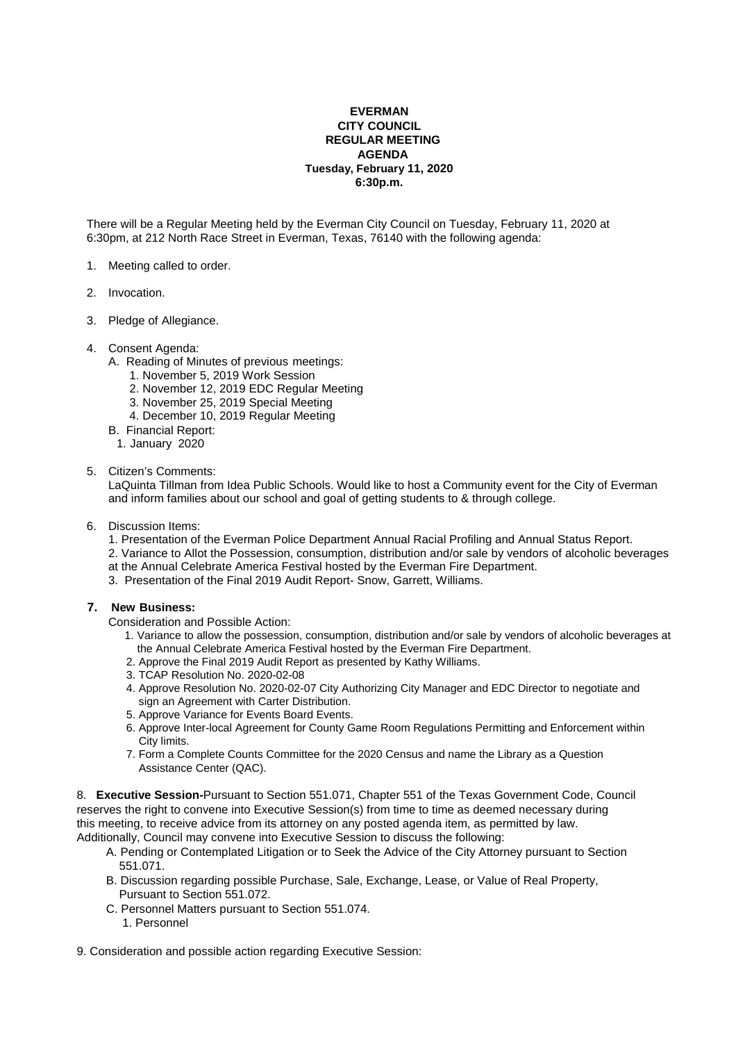**EVERMAN**
**CITY COUNCIL**
**REGULAR MEETING**
**AGENDA**
**Tuesday, February 11, 2020**
**6:30p.m.**

There will be a Regular Meeting held by the Everman City Council on Tuesday, February 11, 2020 at 6:30pm, at 212 North Race Street in Everman, Texas, 76140 with the following agenda:

1. Meeting called to order.

2. Invocation.

3. Pledge of Allegiance.

4. Consent Agenda:
   - A. Reading of Minutes of previous meetings:
     1. November 5, 2019 Work Session
     2. November 12, 2019 EDC Regular Meeting
     3. November 25, 2019 Special Meeting
     4. December 10, 2019 Regular Meeting
   - B. Financial Report:
     1. January 2020

5. Citizen's Comments:
   LaQuinta Tillman from Idea Public Schools. Would like to host a Community event for the City of Everman and inform families about our school and goal of getting students to & through college.

6. Discussion Items:
   1. Presentation of the Everman Police Department Annual Racial Profiling and Annual Status Report.
   2. Variance to Allot the Possession, consumption, distribution and/or sale by vendors of alcoholic beverages at the Annual Celebrate America Festival hosted by the Everman Fire Department.
   3. Presentation of the Final 2019 Audit Report- Snow, Garrett, Williams.

7. **New Business:**
   Consideration and Possible Action:
   1. Variance to allow the possession, consumption, distribution and/or sale by vendors of alcoholic beverages at the Annual Celebrate America Festival hosted by the Everman Fire Department.
   2. Approve the Final 2019 Audit Report as presented by Kathy Williams.
   3. TCAP Resolution No. 2020-02-08
   4. Approve Resolution No. 2020-02-07 City Authorizing City Manager and EDC Director to negotiate and sign an Agreement with Carter Distribution.
   5. Approve Variance for Events Board Events.
   6. Approve Inter-local Agreement for County Game Room Regulations Permitting and Enforcement within City limits.
   7. Form a Complete Counts Committee for the 2020 Census and name the Library as a Question Assistance Center (QAC).

8. **Executive Session-**Pursuant to Section 551.071, Chapter 551 of the Texas Government Code, Council reserves the right to convene into Executive Session(s) from time to time as deemed necessary during this meeting, to receive advice from its attorney on any posted agenda item, as permitted by law. Additionally, Council may convene into Executive Session to discuss the following:
   - A. Pending or Contemplated Litigation or to Seek the Advice of the City Attorney pursuant to Section 551.071.
   - B. Discussion regarding possible Purchase, Sale, Exchange, Lease, or Value of Real Property, Pursuant to Section 551.072.
   - C. Personnel Matters pursuant to Section 551.074.
     1. Personnel

9. Consideration and possible action regarding Executive Session: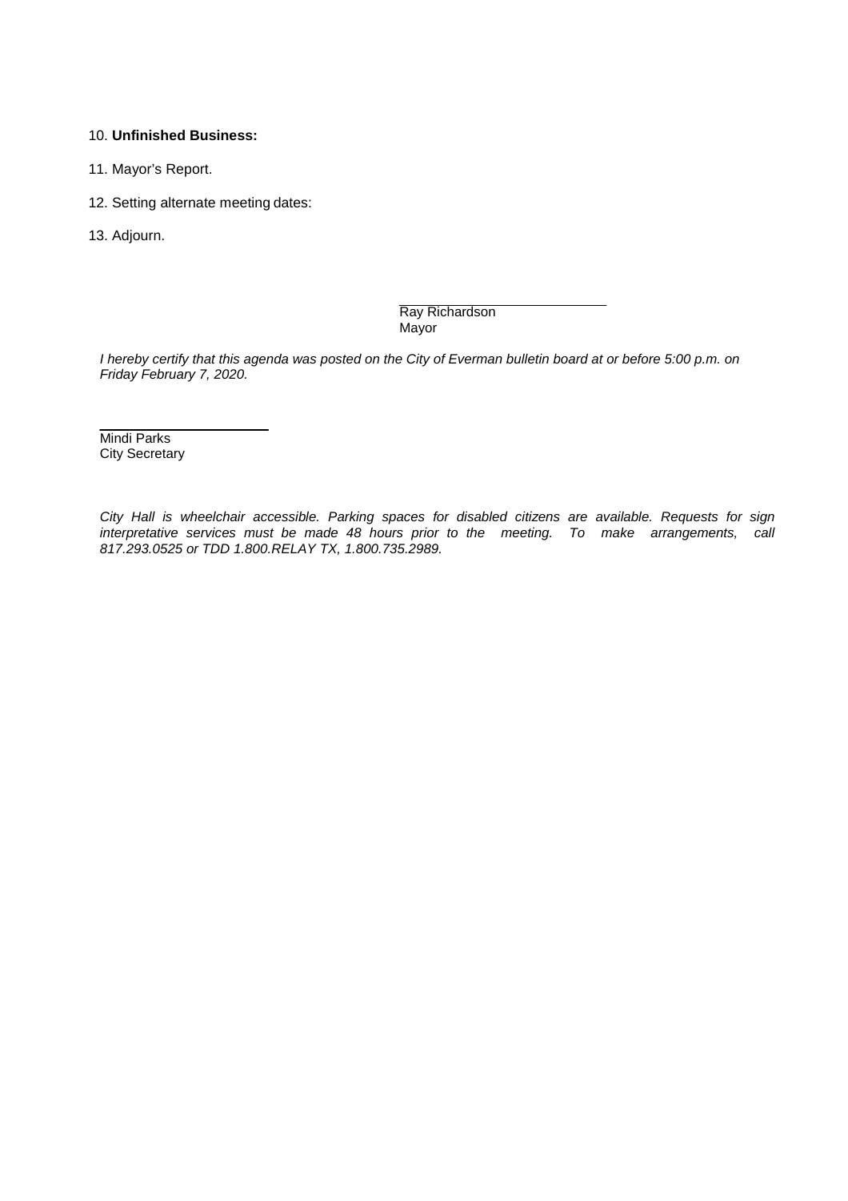10. **Unfinished Business:**

11. Mayor's Report.

12. Setting alternate meeting dates:

13. Adjourn.

Ray Richardson
Mayor

*I hereby certify that this agenda was posted on the City of Everman bulletin board at or before 5:00 p.m. on Friday February 7, 2020.*

Mindi Parks
City Secretary

*City Hall is wheelchair accessible. Parking spaces for disabled citizens are available. Requests for sign interpretative services must be made 48 hours prior to the meeting. To make arrangements, call 817.293.0525 or TDD 1.800.RELAY TX, 1.800.735.2989.*